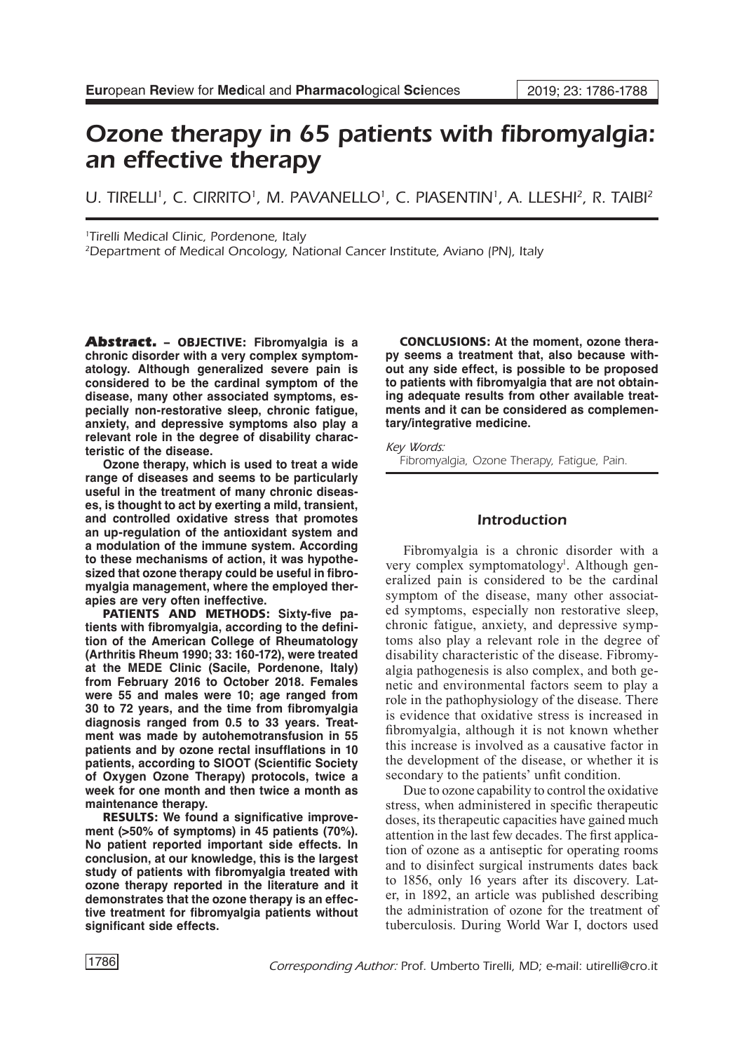# Ozone therapy in 65 patients with fibromyalgia: an effective therapy

U. TIRELLI[1], C. CIRRITO[1], M. PAVANELLO[1], C. PIASENTIN[1], A. LLESHI[2], R. TAIBI[2]

[1]Tirelli Medical Clinic, Pordenone, Italy

[2]Department of Medical Oncology, National Cancer Institute, Aviano (PN), Italy

**Abstract. – OBJECTIVE: Fibromyalgia is a chronic disorder with a very complex symptomatology. Although generalized severe pain is considered to be the cardinal symptom of the disease, many other associated symptoms, especially non-restorative sleep, chronic fatigue, anxiety, and depressive symptoms also play a relevant role in the degree of disability characteristic of the disease.**

**Ozone therapy, which is used to treat a wide range of diseases and seems to be particularly useful in the treatment of many chronic diseases, is thought to act by exerting a mild, transient, and controlled oxidative stress that promotes an up-regulation of the antioxidant system and a modulation of the immune system. According to these mechanisms of action, it was hypothesized that ozone therapy could be useful in fibromyalgia management, where the employed therapies are very often ineffective.**

**PATIENTS AND METHODS: Sixty-five patients with fibromyalgia, according to the definition of the American College of Rheumatology (Arthritis Rheum 1990; 33: 160-172), were treated at the MEDE Clinic (Sacile, Pordenone, Italy) from February 2016 to October 2018. Females were 55 and males were 10; age ranged from 30 to 72 years, and the time from fibromyalgia diagnosis ranged from 0.5 to 33 years. Treatment was made by autohemotransfusion in 55 patients and by ozone rectal insufflations in 10 patients, according to SIOOT (Scientific Society of Oxygen Ozone Therapy) protocols, twice a week for one month and then twice a month as maintenance therapy.**

**RESULTS: We found a significative improvement (>50% of symptoms) in 45 patients (70%). No patient reported important side effects. In conclusion, at our knowledge, this is the largest study of patients with fibromyalgia treated with ozone therapy reported in the literature and it demonstrates that the ozone therapy is an effective treatment for fibromyalgia patients without significant side effects.**

**CONCLUSIONS: At the moment, ozone therapy seems a treatment that, also because without any side effect, is possible to be proposed to patients with fibromyalgia that are not obtaining adequate results from other available treatments and it can be considered as complementary/integrative medicine.**

*Key Words:*

Fibromyalgia, Ozone Therapy, Fatigue, Pain.

## Introduction

Fibromyalgia is a chronic disorder with a very complex symptomatology[1]. Although generalized pain is considered to be the cardinal symptom of the disease, many other associated symptoms, especially non restorative sleep, chronic fatigue, anxiety, and depressive symptoms also play a relevant role in the degree of disability characteristic of the disease. Fibromyalgia pathogenesis is also complex, and both genetic and environmental factors seem to play a role in the pathophysiology of the disease. There is evidence that oxidative stress is increased in fibromyalgia, although it is not known whether this increase is involved as a causative factor in the development of the disease, or whether it is secondary to the patients' unfit condition.

Due to ozone capability to control the oxidative stress, when administered in specific therapeutic doses, its therapeutic capacities have gained much attention in the last few decades. The first application of ozone as a antiseptic for operating rooms and to disinfect surgical instruments dates back to 1856, only 16 years after its discovery. Later, in 1892, an article was published describing the administration of ozone for the treatment of tuberculosis. During World War I, doctors used

*Corresponding Author:* Prof. Umberto Tirelli, MD; e-mail: utirelli@cro.it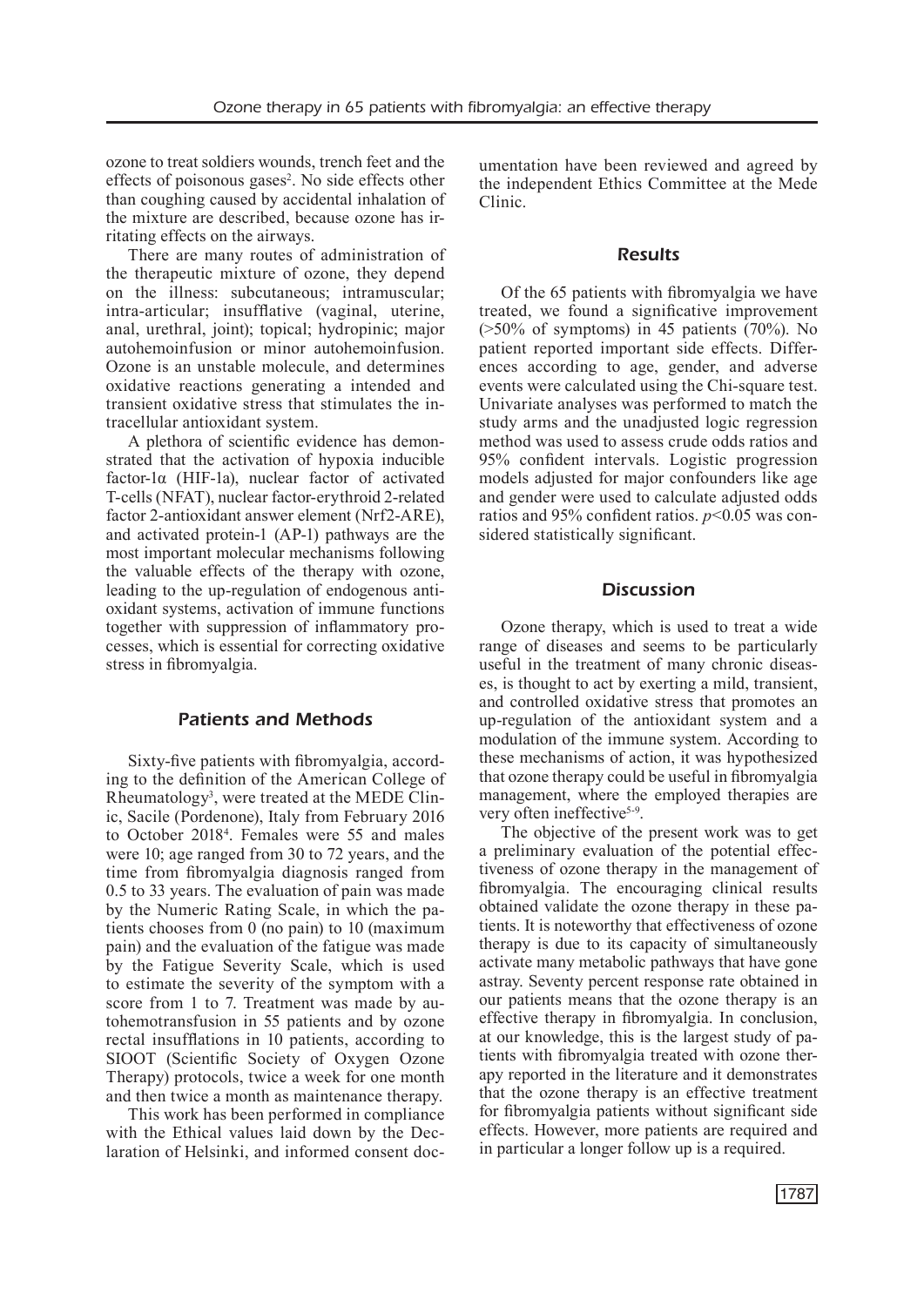ozone to treat soldiers wounds, trench feet and the effects of poisonous gases[2]. No side effects other than coughing caused by accidental inhalation of the mixture are described, because ozone has irritating effects on the airways.

There are many routes of administration of the therapeutic mixture of ozone, they depend on the illness: subcutaneous; intramuscular; intra-articular; insufflative (vaginal, uterine, anal, urethral, joint); topical; hydropinic; major autohemoinfusion or minor autohemoinfusion. Ozone is an unstable molecule, and determines oxidative reactions generating a intended and transient oxidative stress that stimulates the intracellular antioxidant system.

A plethora of scientific evidence has demonstrated that the activation of hypoxia inducible factor-1α (HIF-1a), nuclear factor of activated T-cells (NFAT), nuclear factor-erythroid 2-related factor 2-antioxidant answer element (Nrf2-ARE), and activated protein-1 (AP-1) pathways are the most important molecular mechanisms following the valuable effects of the therapy with ozone, leading to the up-regulation of endogenous antioxidant systems, activation of immune functions together with suppression of inflammatory processes, which is essential for correcting oxidative stress in fibromyalgia.

## Patients and Methods

Sixty-five patients with fibromyalgia, according to the definition of the American College of Rheumatology[3], were treated at the MEDE Clinic, Sacile (Pordenone), Italy from February 2016 to October 2018[4]. Females were 55 and males were 10; age ranged from 30 to 72 years, and the time from fibromyalgia diagnosis ranged from 0.5 to 33 years. The evaluation of pain was made by the Numeric Rating Scale, in which the patients chooses from 0 (no pain) to 10 (maximum pain) and the evaluation of the fatigue was made by the Fatigue Severity Scale, which is used to estimate the severity of the symptom with a score from 1 to 7. Treatment was made by autohemotransfusion in 55 patients and by ozone rectal insufflations in 10 patients, according to SIOOT (Scientific Society of Oxygen Ozone Therapy) protocols, twice a week for one month and then twice a month as maintenance therapy.

This work has been performed in compliance with the Ethical values laid down by the Declaration of Helsinki, and informed consent documentation have been reviewed and agreed by the independent Ethics Committee at the Mede Clinic.

## Results

Of the 65 patients with fibromyalgia we have treated, we found a significative improvement (>50% of symptoms) in 45 patients (70%). No patient reported important side effects. Differences according to age, gender, and adverse events were calculated using the Chi-square test. Univariate analyses was performed to match the study arms and the unadjusted logic regression method was used to assess crude odds ratios and 95% confident intervals. Logistic progression models adjusted for major confounders like age and gender were used to calculate adjusted odds ratios and 95% confident ratios. $p<0.05$ was considered statistically significant.

## Discussion

Ozone therapy, which is used to treat a wide range of diseases and seems to be particularly useful in the treatment of many chronic diseases, is thought to act by exerting a mild, transient, and controlled oxidative stress that promotes an up-regulation of the antioxidant system and a modulation of the immune system. According to these mechanisms of action, it was hypothesized that ozone therapy could be useful in fibromyalgia management, where the employed therapies are very often ineffective[5-9].

The objective of the present work was to get a preliminary evaluation of the potential effectiveness of ozone therapy in the management of fibromyalgia. The encouraging clinical results obtained validate the ozone therapy in these patients. It is noteworthy that effectiveness of ozone therapy is due to its capacity of simultaneously activate many metabolic pathways that have gone astray. Seventy percent response rate obtained in our patients means that the ozone therapy is an effective therapy in fibromyalgia. In conclusion, at our knowledge, this is the largest study of patients with fibromyalgia treated with ozone therapy reported in the literature and it demonstrates that the ozone therapy is an effective treatment for fibromyalgia patients without significant side effects. However, more patients are required and in particular a longer follow up is a required.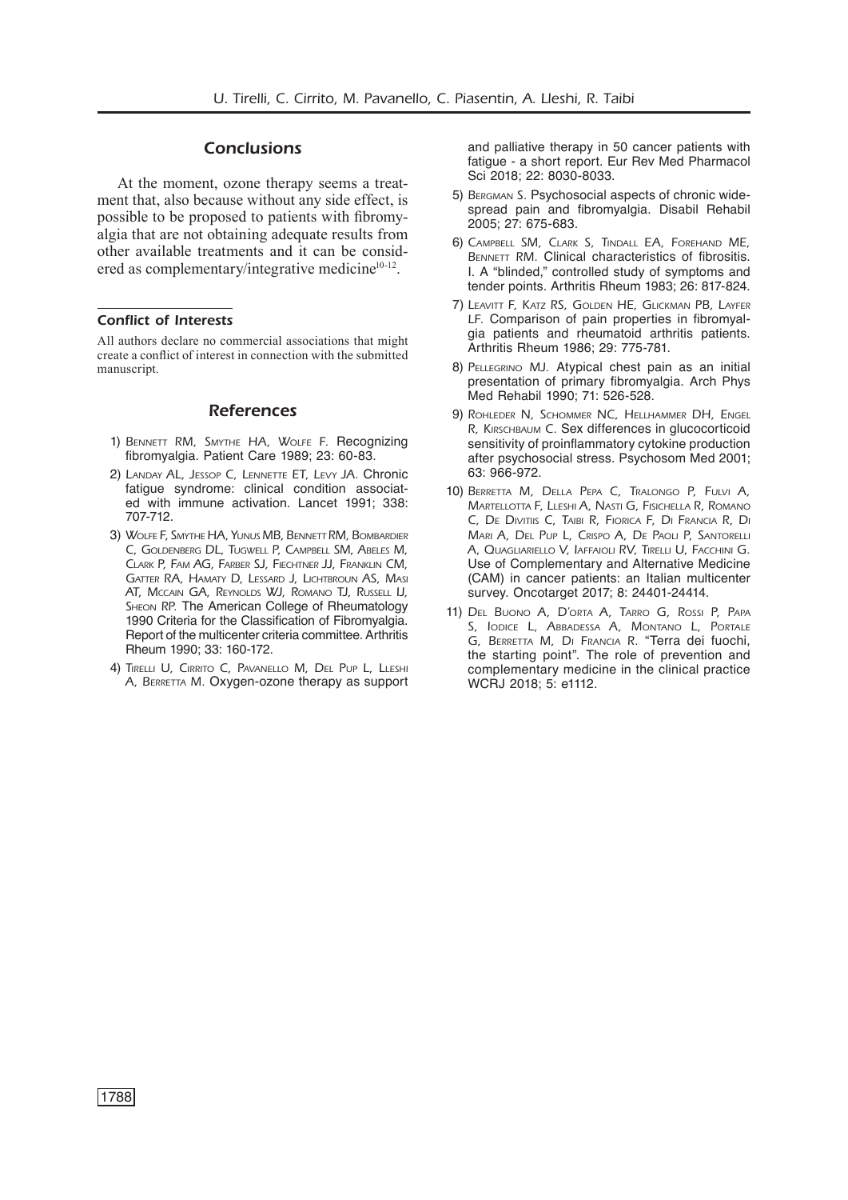## Conclusions

At the moment, ozone therapy seems a treatment that, also because without any side effect, is possible to be proposed to patients with fibromyalgia that are not obtaining adequate results from other available treatments and it can be considered as complementary/integrative medicine[10-12].

### Conflict of Interests

All authors declare no commercial associations that might create a conflict of interest in connection with the submitted manuscript.

## References

1) Bennett RM, Smythe HA, Wolfe F. Recognizing fibromyalgia. Patient Care 1989; 23: 60-83.
2) Landay AL, Jessop C, Lennette ET, Levy JA. Chronic fatigue syndrome: clinical condition associated with immune activation. Lancet 1991; 338: 707-712.
3) Wolfe F, Smythe HA, Yunus MB, Bennett RM, Bombardier C, Goldenberg DL, Tugwell P, Campbell SM, Abeles M, Clark P, Fam AG, Farber SJ, Fiechtner JJ, Franklin CM, Gatter RA, Hamaty D, Lessard J, Lichtbroun AS, Masi AT, Mccain GA, Reynolds WJ, Romano TJ, Russell IJ, Sheon RP. The American College of Rheumatology 1990 Criteria for the Classification of Fibromyalgia. Report of the multicenter criteria committee. Arthritis Rheum 1990; 33: 160-172.
4) Tirelli U, Cirrito C, Pavanello M, Del Pup L, Lleshi A, Berretta M. Oxygen-ozone therapy as support and palliative therapy in 50 cancer patients with fatigue - a short report. Eur Rev Med Pharmacol Sci 2018; 22: 8030-8033.
5) Bergman S. Psychosocial aspects of chronic widespread pain and fibromyalgia. Disabil Rehabil 2005; 27: 675-683.
6) Campbell SM, Clark S, Tindall EA, Forehand ME, Bennett RM. Clinical characteristics of fibrositis. I. A "blinded," controlled study of symptoms and tender points. Arthritis Rheum 1983; 26: 817-824.
7) Leavitt F, Katz RS, Golden HE, Glickman PB, Layfer LF. Comparison of pain properties in fibromyalgia patients and rheumatoid arthritis patients. Arthritis Rheum 1986; 29: 775-781.
8) Pellegrino MJ. Atypical chest pain as an initial presentation of primary fibromyalgia. Arch Phys Med Rehabil 1990; 71: 526-528.
9) Rohleder N, Schommer NC, Hellhammer DH, Engel R, Kirschbaum C. Sex differences in glucocorticoid sensitivity of proinflammatory cytokine production after psychosocial stress. Psychosom Med 2001; 63: 966-972.
10) Berretta M, Della Pepa C, Tralongo P, Fulvi A, Martellotta F, Lleshi A, Nasti G, Fisichella R, Romano C, De Divitiis C, Taibi R, Fiorica F, Di Francia R, Di Mari A, Del Pup L, Crispo A, De Paoli P, Santorelli A, Quagliariello V, Iaffaioli RV, Tirelli U, Facchini G. Use of Complementary and Alternative Medicine (CAM) in cancer patients: an Italian multicenter survey. Oncotarget 2017; 8: 24401-24414.
11) Del Buono A, D'orta A, Tarro G, Rossi P, Papa S, Iodice L, Abbadessa A, Montano L, Portale G, Berretta M, Di Francia R. "Terra dei fuochi, the starting point". The role of prevention and complementary medicine in the clinical practice WCRJ 2018; 5: e1112.